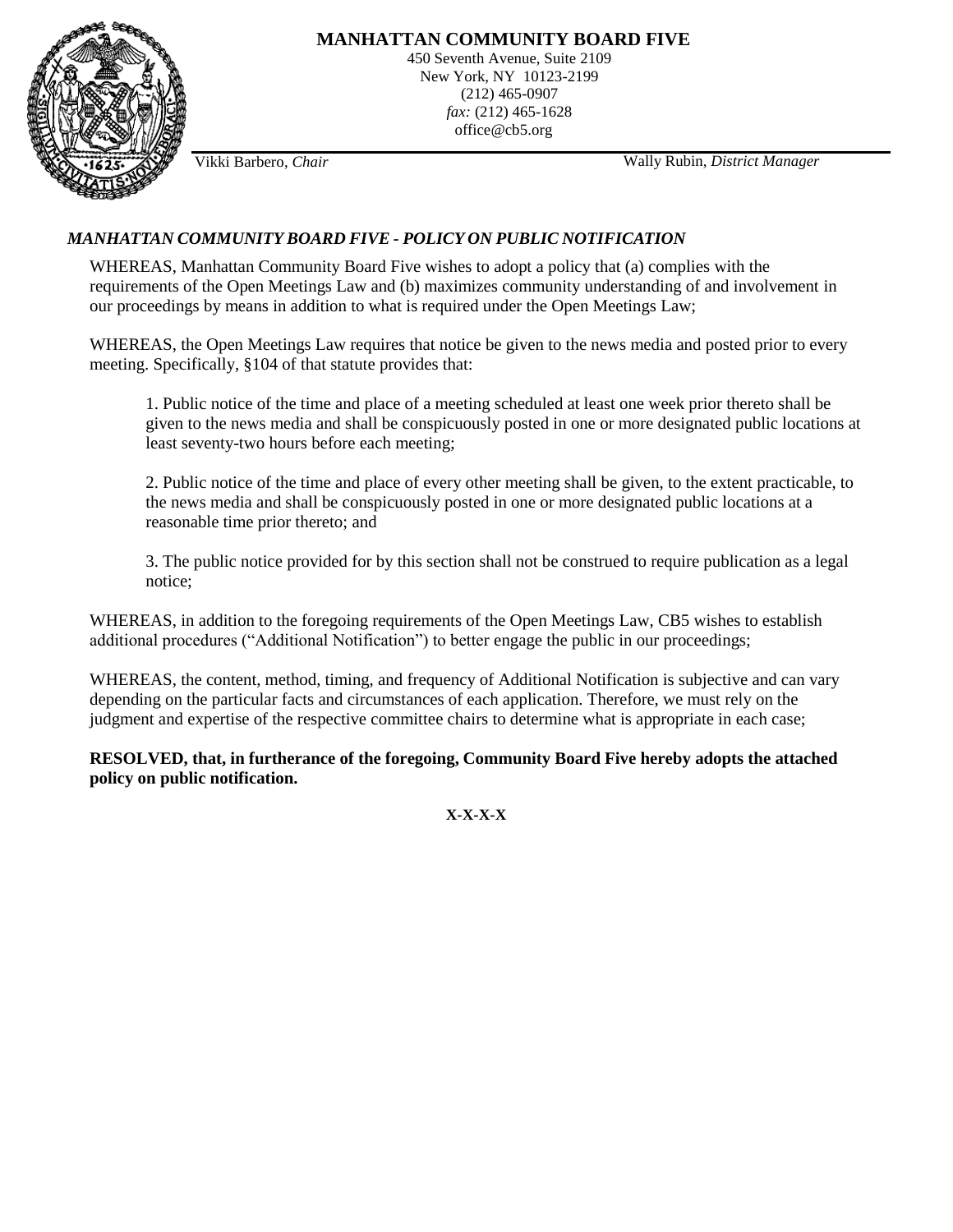# MANHATTAN COMMUNITY BOARD FIVE

450 Seventh Avenue, Suite 2109
New York, NY 10123-2199
(212) 465-0907
*fax:* (212) 465-1628
office@cb5.org

Vikki Barbero, *Chair* Wally Rubin, *District Manager*

***MANHATTAN COMMUNITY BOARD FIVE - POLICY ON PUBLIC NOTIFICATION***

WHEREAS, Manhattan Community Board Five wishes to adopt a policy that (a) complies with the requirements of the Open Meetings Law and (b) maximizes community understanding of and involvement in our proceedings by means in addition to what is required under the Open Meetings Law;

WHEREAS, the Open Meetings Law requires that notice be given to the news media and posted prior to every meeting. Specifically, §104 of that statute provides that:

> 1. Public notice of the time and place of a meeting scheduled at least one week prior thereto shall be given to the news media and shall be conspicuously posted in one or more designated public locations at least seventy-two hours before each meeting;
>
> 2. Public notice of the time and place of every other meeting shall be given, to the extent practicable, to the news media and shall be conspicuously posted in one or more designated public locations at a reasonable time prior thereto; and
>
> 3. The public notice provided for by this section shall not be construed to require publication as a legal notice;

WHEREAS, in addition to the foregoing requirements of the Open Meetings Law, CB5 wishes to establish additional procedures ("Additional Notification") to better engage the public in our proceedings;

WHEREAS, the content, method, timing, and frequency of Additional Notification is subjective and can vary depending on the particular facts and circumstances of each application. Therefore, we must rely on the judgment and expertise of the respective committee chairs to determine what is appropriate in each case;

**RESOLVED, that, in furtherance of the foregoing, Community Board Five hereby adopts the attached policy on public notification.**

**X-X-X-X**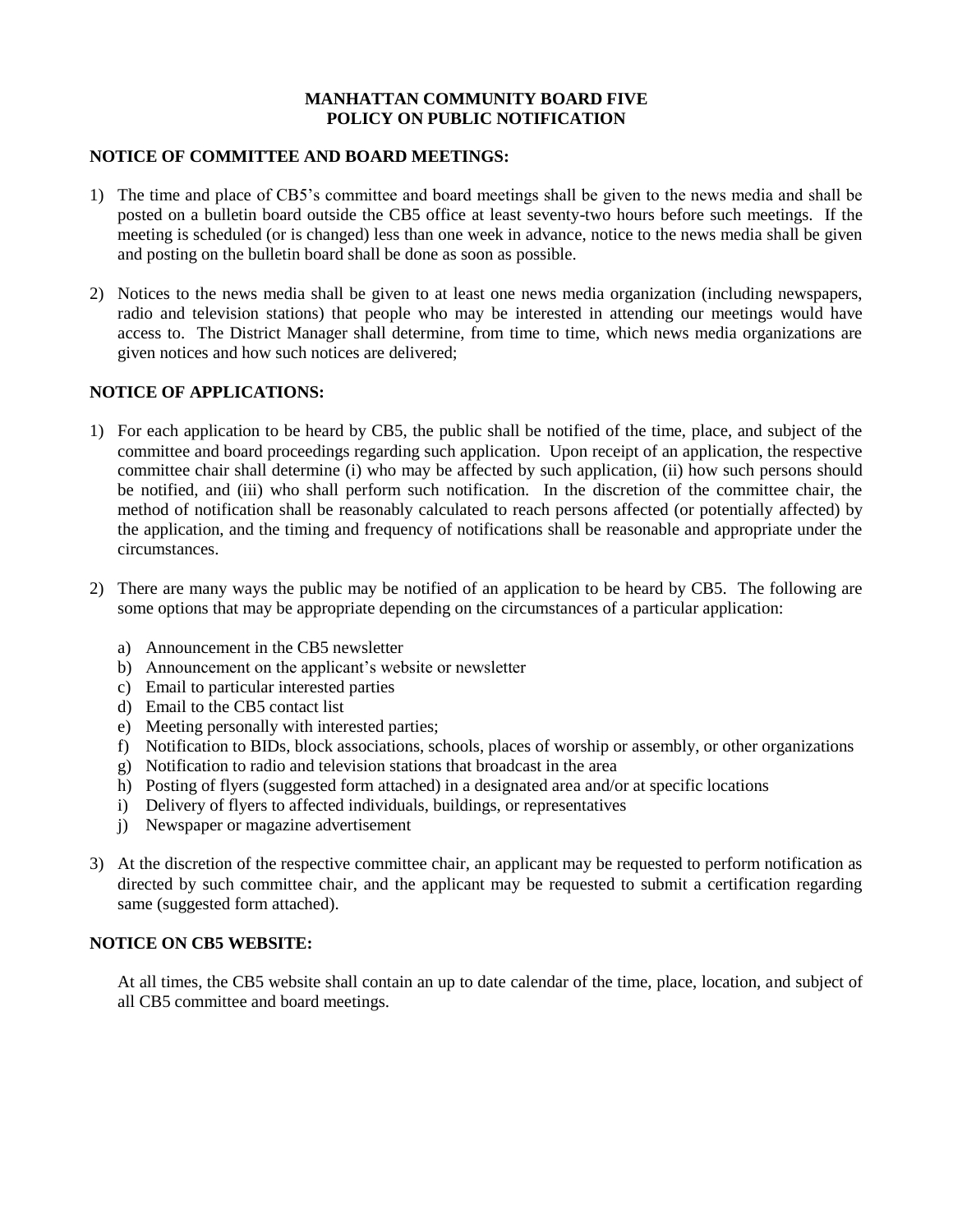**MANHATTAN COMMUNITY BOARD FIVE**
**POLICY ON PUBLIC NOTIFICATION**

**NOTICE OF COMMITTEE AND BOARD MEETINGS:**

1) The time and place of CB5's committee and board meetings shall be given to the news media and shall be posted on a bulletin board outside the CB5 office at least seventy-two hours before such meetings. If the meeting is scheduled (or is changed) less than one week in advance, notice to the news media shall be given and posting on the bulletin board shall be done as soon as possible.

2) Notices to the news media shall be given to at least one news media organization (including newspapers, radio and television stations) that people who may be interested in attending our meetings would have access to. The District Manager shall determine, from time to time, which news media organizations are given notices and how such notices are delivered;

**NOTICE OF APPLICATIONS:**

1) For each application to be heard by CB5, the public shall be notified of the time, place, and subject of the committee and board proceedings regarding such application. Upon receipt of an application, the respective committee chair shall determine (i) who may be affected by such application, (ii) how such persons should be notified, and (iii) who shall perform such notification. In the discretion of the committee chair, the method of notification shall be reasonably calculated to reach persons affected (or potentially affected) by the application, and the timing and frequency of notifications shall be reasonable and appropriate under the circumstances.

2) There are many ways the public may be notified of an application to be heard by CB5. The following are some options that may be appropriate depending on the circumstances of a particular application:

   a) Announcement in the CB5 newsletter
   b) Announcement on the applicant's website or newsletter
   c) Email to particular interested parties
   d) Email to the CB5 contact list
   e) Meeting personally with interested parties;
   f) Notification to BIDs, block associations, schools, places of worship or assembly, or other organizations
   g) Notification to radio and television stations that broadcast in the area
   h) Posting of flyers (suggested form attached) in a designated area and/or at specific locations
   i) Delivery of flyers to affected individuals, buildings, or representatives
   j) Newspaper or magazine advertisement

3) At the discretion of the respective committee chair, an applicant may be requested to perform notification as directed by such committee chair, and the applicant may be requested to submit a certification regarding same (suggested form attached).

**NOTICE ON CB5 WEBSITE:**

At all times, the CB5 website shall contain an up to date calendar of the time, place, location, and subject of all CB5 committee and board meetings.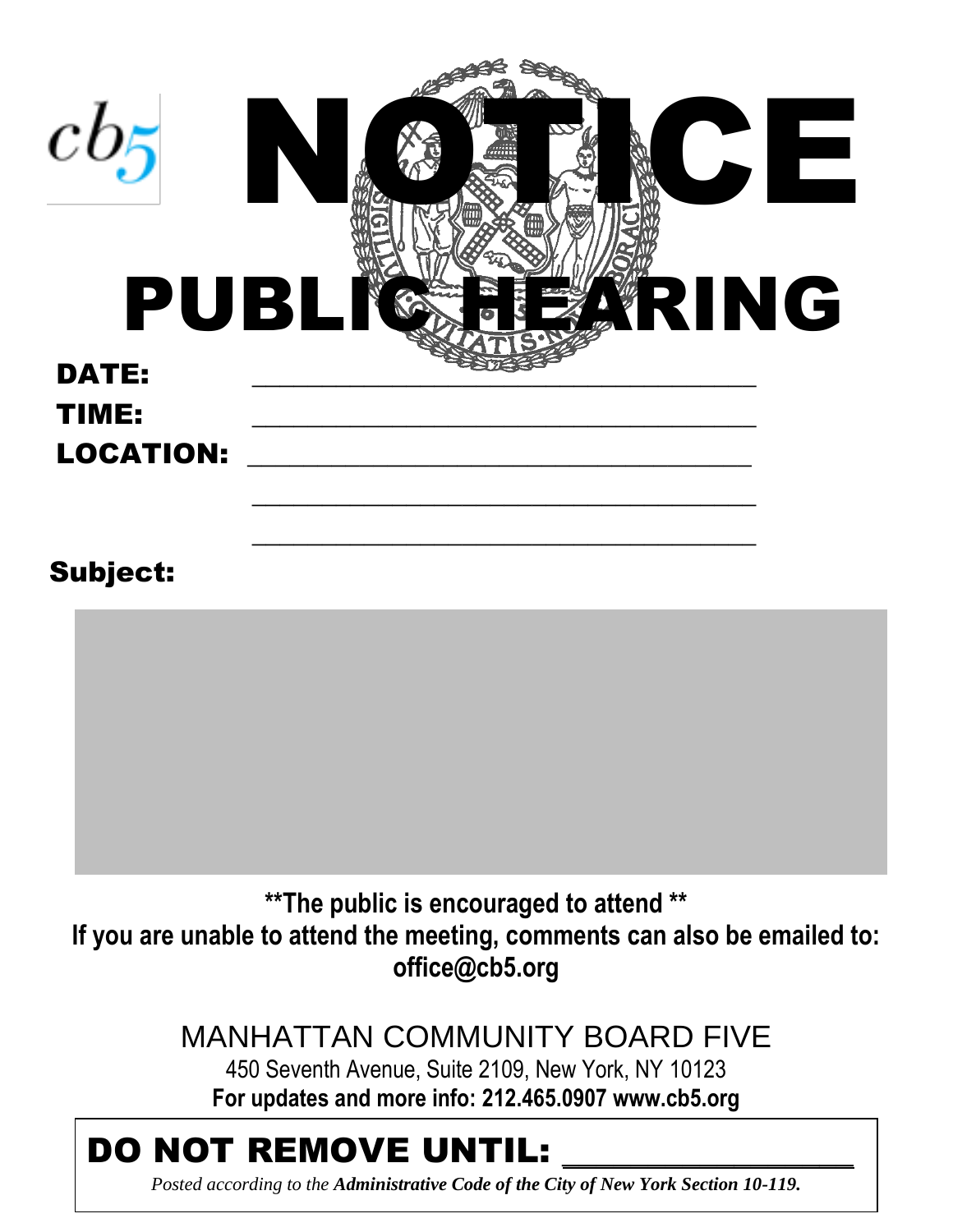cb5

# NOTICE

# PUBLIC HEARING

**DATE:** ____________________________________

**TIME:** ____________________________________

**LOCATION:** ____________________________________

____________________________________

____________________________________

**Subject:**

**\*\*The public is encouraged to attend \*\***

**If you are unable to attend the meeting, comments can also be emailed to: office@cb5.org**

MANHATTAN COMMUNITY BOARD FIVE

450 Seventh Avenue, Suite 2109, New York, NY 10123

**For updates and more info: 212.465.0907 www.cb5.org**

**DO NOT REMOVE UNTIL:** ____________________

*Posted according to the* ***Administrative Code of the City of New York Section 10-119.***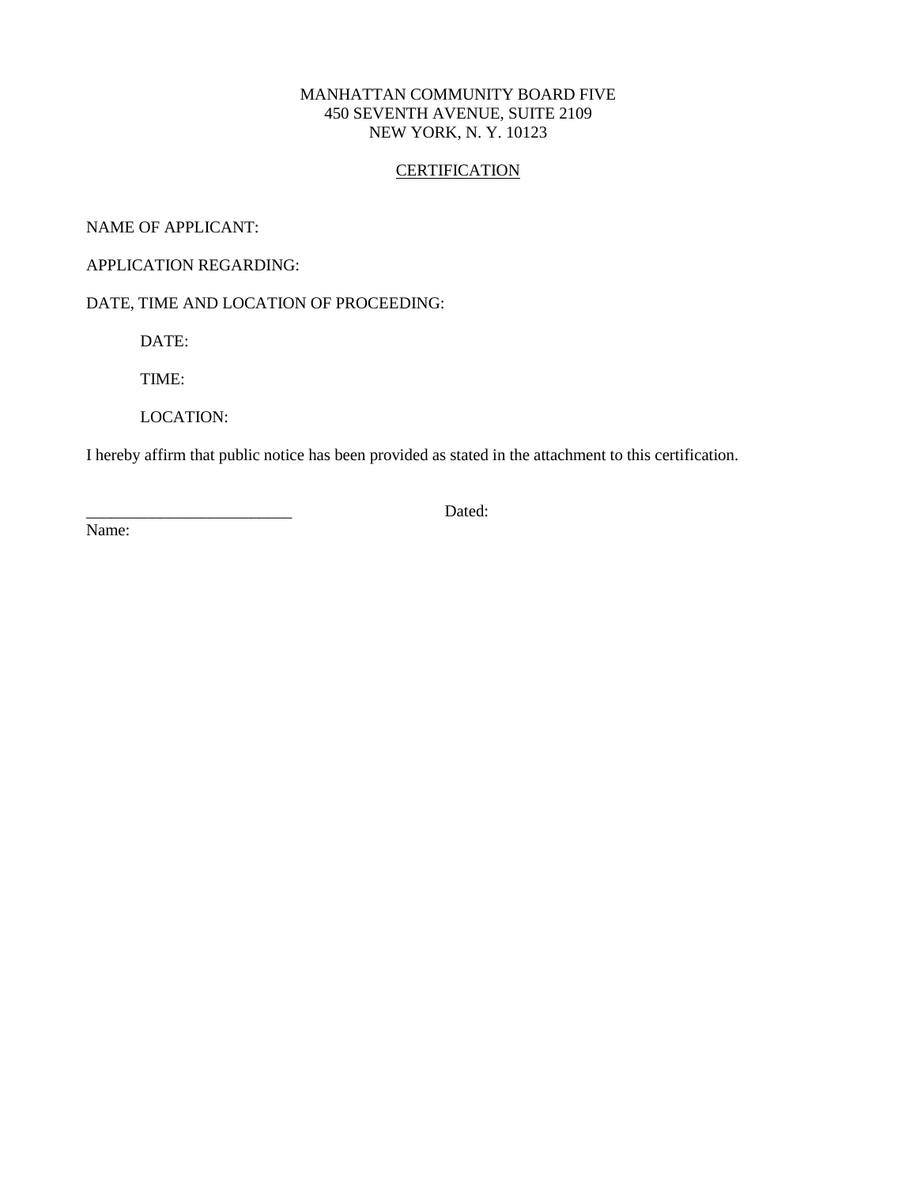MANHATTAN COMMUNITY BOARD FIVE
450 SEVENTH AVENUE, SUITE 2109
NEW YORK, N. Y. 10123

CERTIFICATION

NAME OF APPLICANT:

APPLICATION REGARDING:

DATE, TIME AND LOCATION OF PROCEEDING:

DATE:

TIME:

LOCATION:

I hereby affirm that public notice has been provided as stated in the attachment to this certification.

_________________________ Dated:

Name: